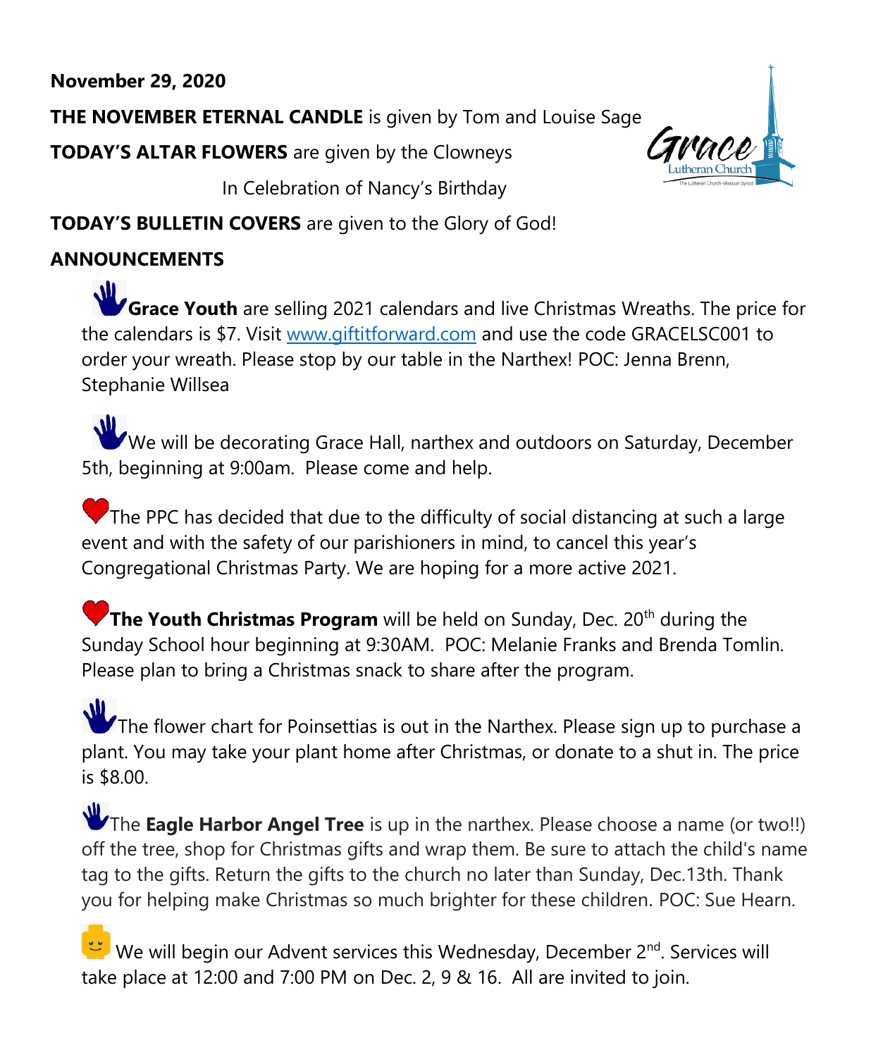**November 29, 2020**

**THE NOVEMBER ETERNAL CANDLE** is given by Tom and Louise Sage

**TODAY'S ALTAR FLOWERS** are given by the Clowneys

In Celebration of Nancy's Birthday

**TODAY'S BULLETIN COVERS** are given to the Glory of God!

**ANNOUNCEMENTS**

**Grace Youth** are selling 2021 calendars and live Christmas Wreaths. The price for the calendars is $7. Visit www.giftitforward.com and use the code GRACELSC001 to order your wreath. Please stop by our table in the Narthex! POC: Jenna Brenn, Stephanie Willsea

We will be decorating Grace Hall, narthex and outdoors on Saturday, December 5th, beginning at 9:00am. Please come and help.

The PPC has decided that due to the difficulty of social distancing at such a large event and with the safety of our parishioners in mind, to cancel this year's Congregational Christmas Party. We are hoping for a more active 2021.

**The Youth Christmas Program** will be held on Sunday, Dec. 20th during the Sunday School hour beginning at 9:30AM. POC: Melanie Franks and Brenda Tomlin. Please plan to bring a Christmas snack to share after the program.

The flower chart for Poinsettias is out in the Narthex. Please sign up to purchase a plant. You may take your plant home after Christmas, or donate to a shut in. The price is $8.00.

The **Eagle Harbor Angel Tree** is up in the narthex. Please choose a name (or two!!) off the tree, shop for Christmas gifts and wrap them. Be sure to attach the child's name tag to the gifts. Return the gifts to the church no later than Sunday, Dec.13th. Thank you for helping make Christmas so much brighter for these children. POC: Sue Hearn.

We will begin our Advent services this Wednesday, December 2nd. Services will take place at 12:00 and 7:00 PM on Dec. 2, 9 & 16. All are invited to join.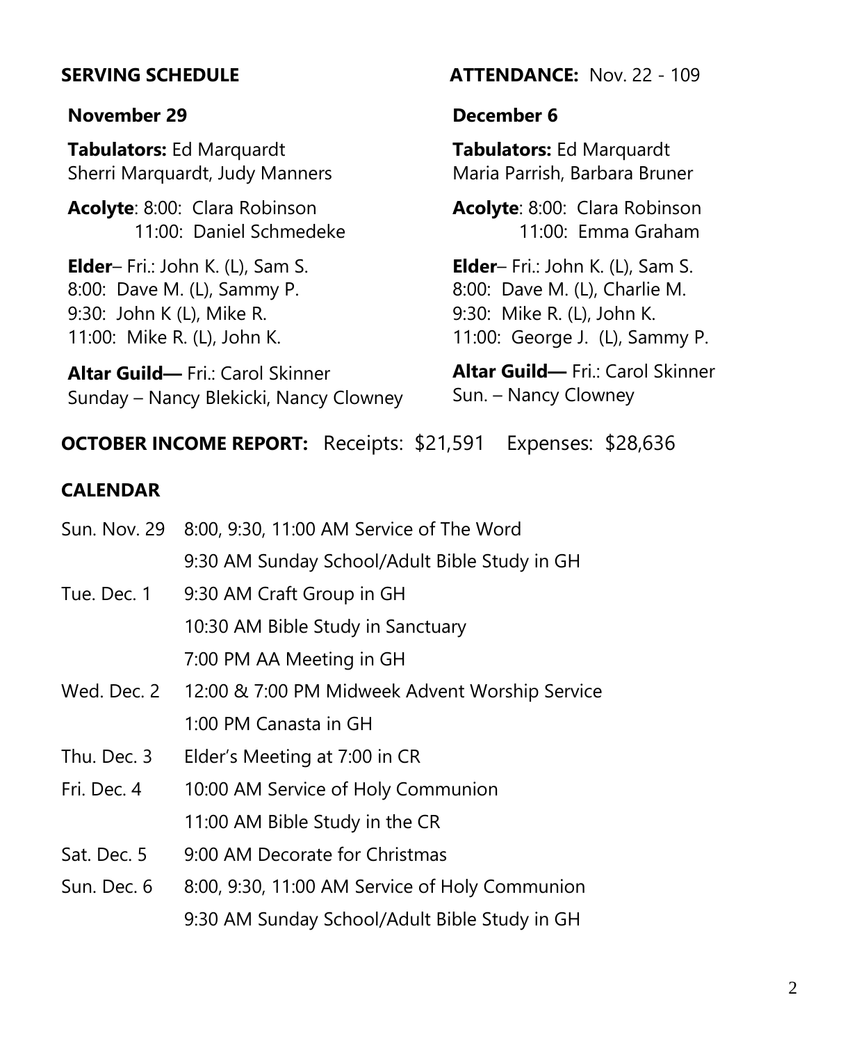## SERVING SCHEDULE

### November 29

**Tabulators:** Ed Marquardt
Sherri Marquardt, Judy Manners

**Acolyte**: 8:00: Clara Robinson
11:00: Daniel Schmedeke

**Elder**– Fri.: John K. (L), Sam S.
8:00: Dave M. (L), Sammy P.
9:30: John K (L), Mike R.
11:00: Mike R. (L), John K.

**Altar Guild—** Fri.: Carol Skinner
Sunday – Nancy Blekicki, Nancy Clowney

## ATTENDANCE: Nov. 22 - 109

### December 6

**Tabulators:** Ed Marquardt
Maria Parrish, Barbara Bruner

**Acolyte**: 8:00: Clara Robinson
11:00: Emma Graham

**Elder**– Fri.: John K. (L), Sam S.
8:00: Dave M. (L), Charlie M.
9:30: Mike R. (L), John K.
11:00: George J. (L), Sammy P.

**Altar Guild—** Fri.: Carol Skinner
Sun. – Nancy Clowney

**OCTOBER INCOME REPORT:** Receipts: $21,591 Expenses: $28,636

## CALENDAR

| | |
|---|---|
| Sun. Nov. 29 | 8:00, 9:30, 11:00 AM Service of The Word |
| | 9:30 AM Sunday School/Adult Bible Study in GH |
| Tue. Dec. 1 | 9:30 AM Craft Group in GH |
| | 10:30 AM Bible Study in Sanctuary |
| | 7:00 PM AA Meeting in GH |
| Wed. Dec. 2 | 12:00 & 7:00 PM Midweek Advent Worship Service |
| | 1:00 PM Canasta in GH |
| Thu. Dec. 3 | Elder's Meeting at 7:00 in CR |
| Fri. Dec. 4 | 10:00 AM Service of Holy Communion |
| | 11:00 AM Bible Study in the CR |
| Sat. Dec. 5 | 9:00 AM Decorate for Christmas |
| Sun. Dec. 6 | 8:00, 9:30, 11:00 AM Service of Holy Communion |
| | 9:30 AM Sunday School/Adult Bible Study in GH |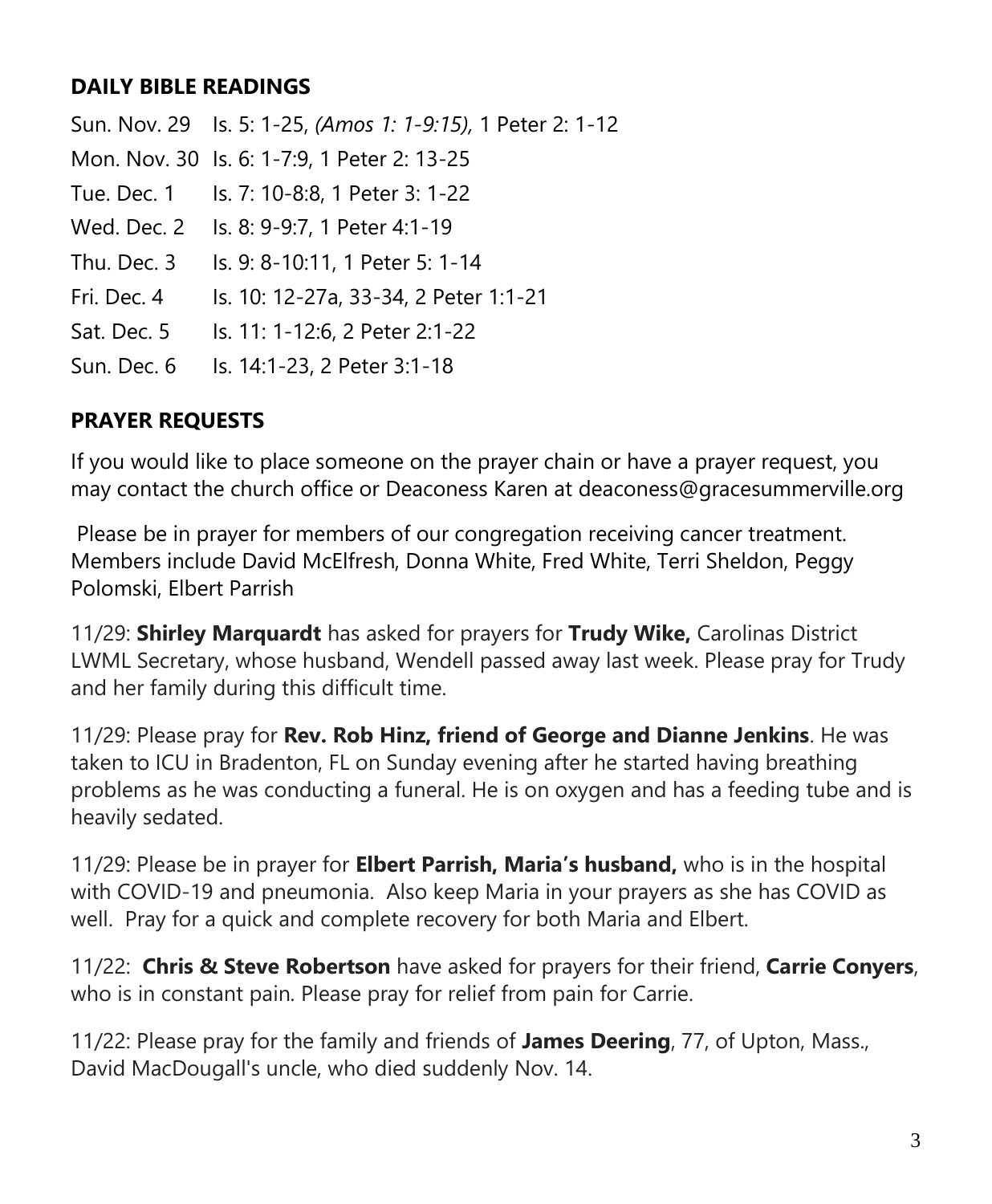## DAILY BIBLE READINGS

Sun. Nov. 29 Is. 5: 1-25, *(Amos 1: 1-9:15),* 1 Peter 2: 1-12

Mon. Nov. 30 Is. 6: 1-7:9, 1 Peter 2: 13-25

Tue. Dec. 1 Is. 7: 10-8:8, 1 Peter 3: 1-22

Wed. Dec. 2 Is. 8: 9-9:7, 1 Peter 4:1-19

Thu. Dec. 3 Is. 9: 8-10:11, 1 Peter 5: 1-14

Fri. Dec. 4 Is. 10: 12-27a, 33-34, 2 Peter 1:1-21

Sat. Dec. 5 Is. 11: 1-12:6, 2 Peter 2:1-22

Sun. Dec. 6 Is. 14:1-23, 2 Peter 3:1-18

## PRAYER REQUESTS

If you would like to place someone on the prayer chain or have a prayer request, you may contact the church office or Deaconess Karen at deaconess@gracesummerville.org

Please be in prayer for members of our congregation receiving cancer treatment. Members include David McElfresh, Donna White, Fred White, Terri Sheldon, Peggy Polomski, Elbert Parrish

11/29: **Shirley Marquardt** has asked for prayers for **Trudy Wike,** Carolinas District LWML Secretary, whose husband, Wendell passed away last week. Please pray for Trudy and her family during this difficult time.

11/29: Please pray for **Rev. Rob Hinz, friend of George and Dianne Jenkins**. He was taken to ICU in Bradenton, FL on Sunday evening after he started having breathing problems as he was conducting a funeral. He is on oxygen and has a feeding tube and is heavily sedated.

11/29: Please be in prayer for **Elbert Parrish, Maria's husband,** who is in the hospital with COVID-19 and pneumonia. Also keep Maria in your prayers as she has COVID as well. Pray for a quick and complete recovery for both Maria and Elbert.

11/22: **Chris & Steve Robertson** have asked for prayers for their friend, **Carrie Conyers**, who is in constant pain. Please pray for relief from pain for Carrie.

11/22: Please pray for the family and friends of **James Deering**, 77, of Upton, Mass., David MacDougall's uncle, who died suddenly Nov. 14.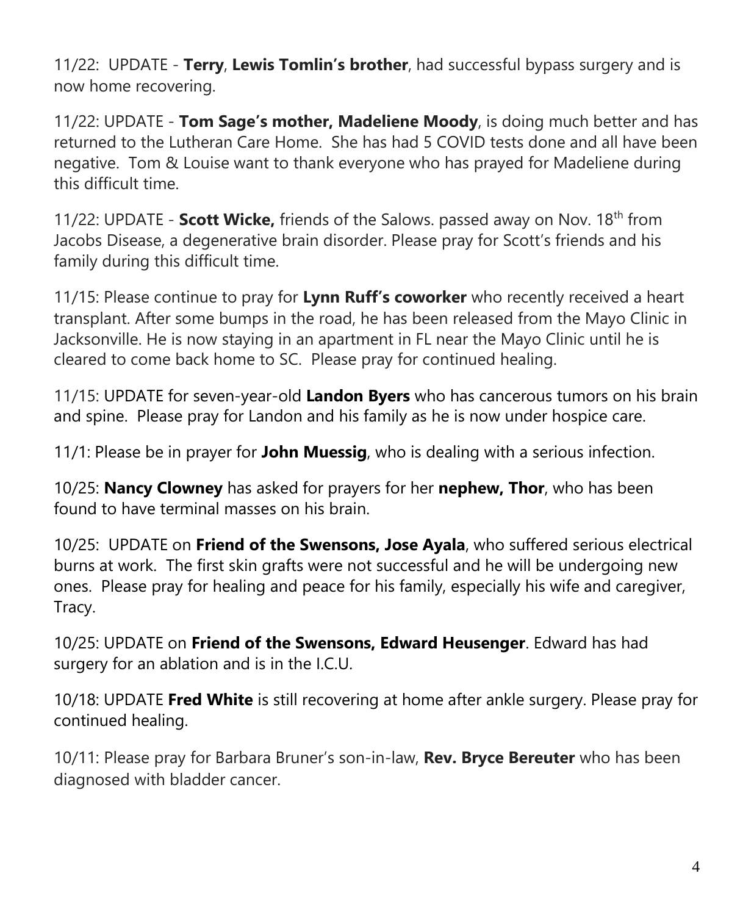11/22: UPDATE - **Terry**, **Lewis Tomlin's brother**, had successful bypass surgery and is now home recovering.

11/22: UPDATE - **Tom Sage's mother, Madeliene Moody**, is doing much better and has returned to the Lutheran Care Home. She has had 5 COVID tests done and all have been negative. Tom & Louise want to thank everyone who has prayed for Madeliene during this difficult time.

11/22: UPDATE - **Scott Wicke,** friends of the Salows. passed away on Nov. 18th from Jacobs Disease, a degenerative brain disorder. Please pray for Scott's friends and his family during this difficult time.

11/15: Please continue to pray for **Lynn Ruff's coworker** who recently received a heart transplant. After some bumps in the road, he has been released from the Mayo Clinic in Jacksonville. He is now staying in an apartment in FL near the Mayo Clinic until he is cleared to come back home to SC. Please pray for continued healing.

11/15: UPDATE for seven-year-old **Landon Byers** who has cancerous tumors on his brain and spine. Please pray for Landon and his family as he is now under hospice care.

11/1: Please be in prayer for **John Muessig**, who is dealing with a serious infection.

10/25: **Nancy Clowney** has asked for prayers for her **nephew, Thor**, who has been found to have terminal masses on his brain.

10/25: UPDATE on **Friend of the Swensons, Jose Ayala**, who suffered serious electrical burns at work. The first skin grafts were not successful and he will be undergoing new ones. Please pray for healing and peace for his family, especially his wife and caregiver, Tracy.

10/25: UPDATE on **Friend of the Swensons, Edward Heusenger**. Edward has had surgery for an ablation and is in the I.C.U.

10/18: UPDATE **Fred White** is still recovering at home after ankle surgery. Please pray for continued healing.

10/11: Please pray for Barbara Bruner's son-in-law, **Rev. Bryce Bereuter** who has been diagnosed with bladder cancer.